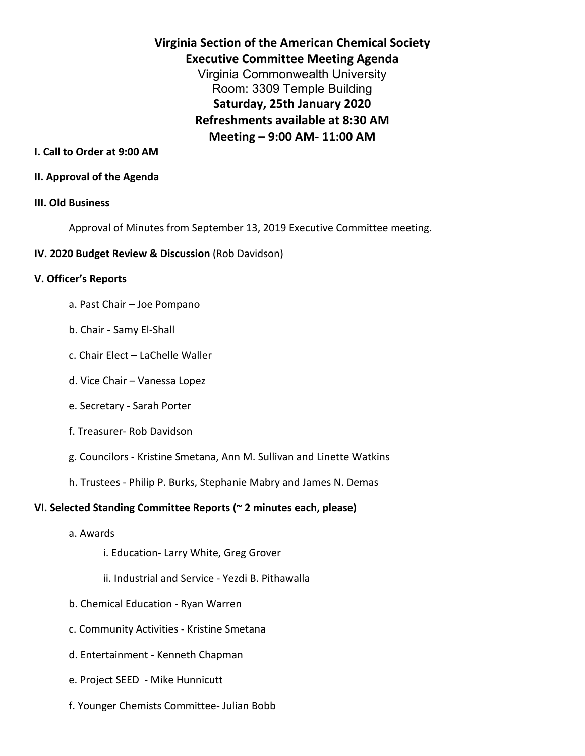# Virginia Section of the American Chemical Society
## Executive Committee Meeting Agenda

Virginia Commonwealth University
Room: 3309 Temple Building

**Saturday, 25th January 2020**
**Refreshments available at 8:30 AM**
**Meeting – 9:00 AM- 11:00 AM**

**I. Call to Order at 9:00 AM**

**II. Approval of the Agenda**

**III. Old Business**

Approval of Minutes from September 13, 2019 Executive Committee meeting.

**IV. 2020 Budget Review & Discussion** (Rob Davidson)

**V. Officer's Reports**

- a. Past Chair – Joe Pompano
- b. Chair - Samy El-Shall
- c. Chair Elect – LaChelle Waller
- d. Vice Chair – Vanessa Lopez
- e. Secretary - Sarah Porter
- f. Treasurer- Rob Davidson
- g. Councilors - Kristine Smetana, Ann M. Sullivan and Linette Watkins
- h. Trustees - Philip P. Burks, Stephanie Mabry and James N. Demas

**VI. Selected Standing Committee Reports (~ 2 minutes each, please)**

- a. Awards
  - i. Education- Larry White, Greg Grover
  - ii. Industrial and Service - Yezdi B. Pithawalla
- b. Chemical Education - Ryan Warren
- c. Community Activities - Kristine Smetana
- d. Entertainment - Kenneth Chapman
- e. Project SEED - Mike Hunnicutt
- f. Younger Chemists Committee- Julian Bobb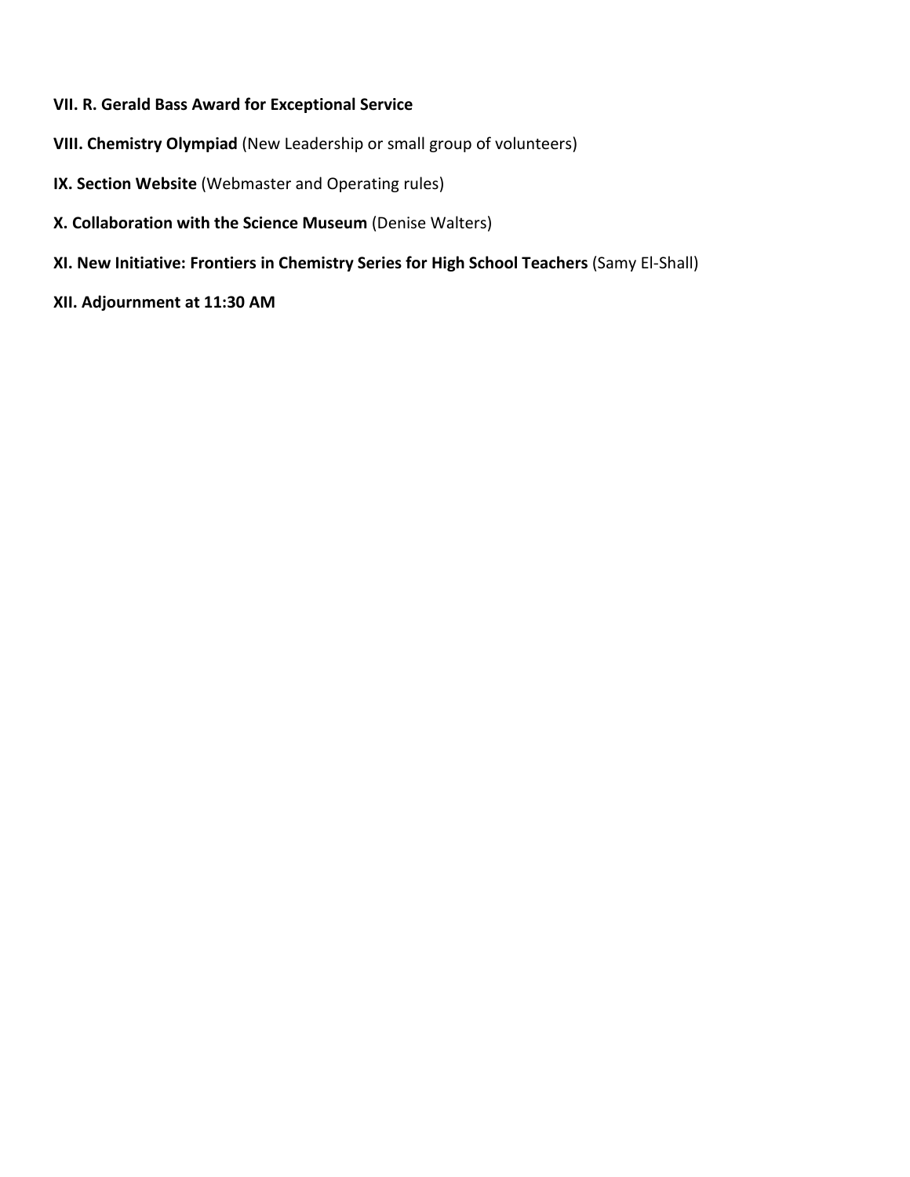**VII. R. Gerald Bass Award for Exceptional Service**

**VIII. Chemistry Olympiad** (New Leadership or small group of volunteers)

**IX. Section Website** (Webmaster and Operating rules)

**X. Collaboration with the Science Museum** (Denise Walters)

**XI. New Initiative: Frontiers in Chemistry Series for High School Teachers** (Samy El-Shall)

**XII. Adjournment at 11:30 AM**